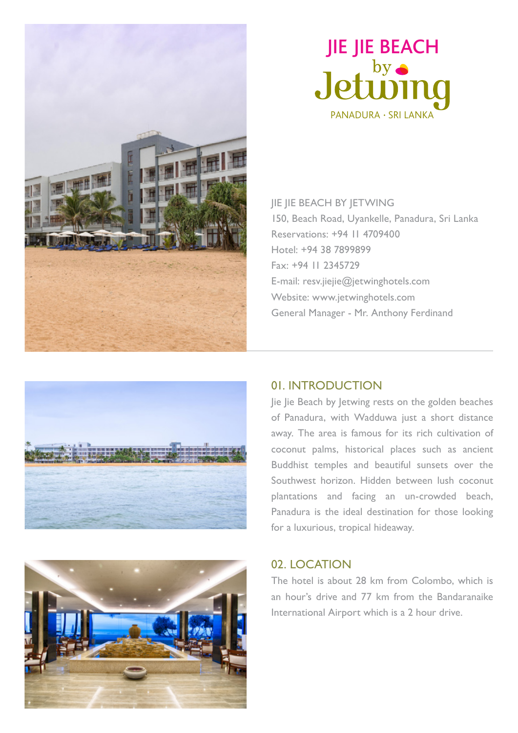# JIE JIE BEACH by Jetwing

PANADURA · SRI LANKA

JIE JIE BEACH BY JETWING
150, Beach Road, Uyankelle, Panadura, Sri Lanka
Reservations: +94 11 4709400
Hotel: +94 38 7899899
Fax: +94 11 2345729
E-mail: resv.jiejie@jetwinghotels.com
Website: www.jetwinghotels.com
General Manager - Mr. Anthony Ferdinand

## 01. INTRODUCTION

Jie Jie Beach by Jetwing rests on the golden beaches of Panadura, with Wadduwa just a short distance away. The area is famous for its rich cultivation of coconut palms, historical places such as ancient Buddhist temples and beautiful sunsets over the Southwest horizon. Hidden between lush coconut plantations and facing an un-crowded beach, Panadura is the ideal destination for those looking for a luxurious, tropical hideaway.

## 02. LOCATION

The hotel is about 28 km from Colombo, which is an hour's drive and 77 km from the Bandaranaike International Airport which is a 2 hour drive.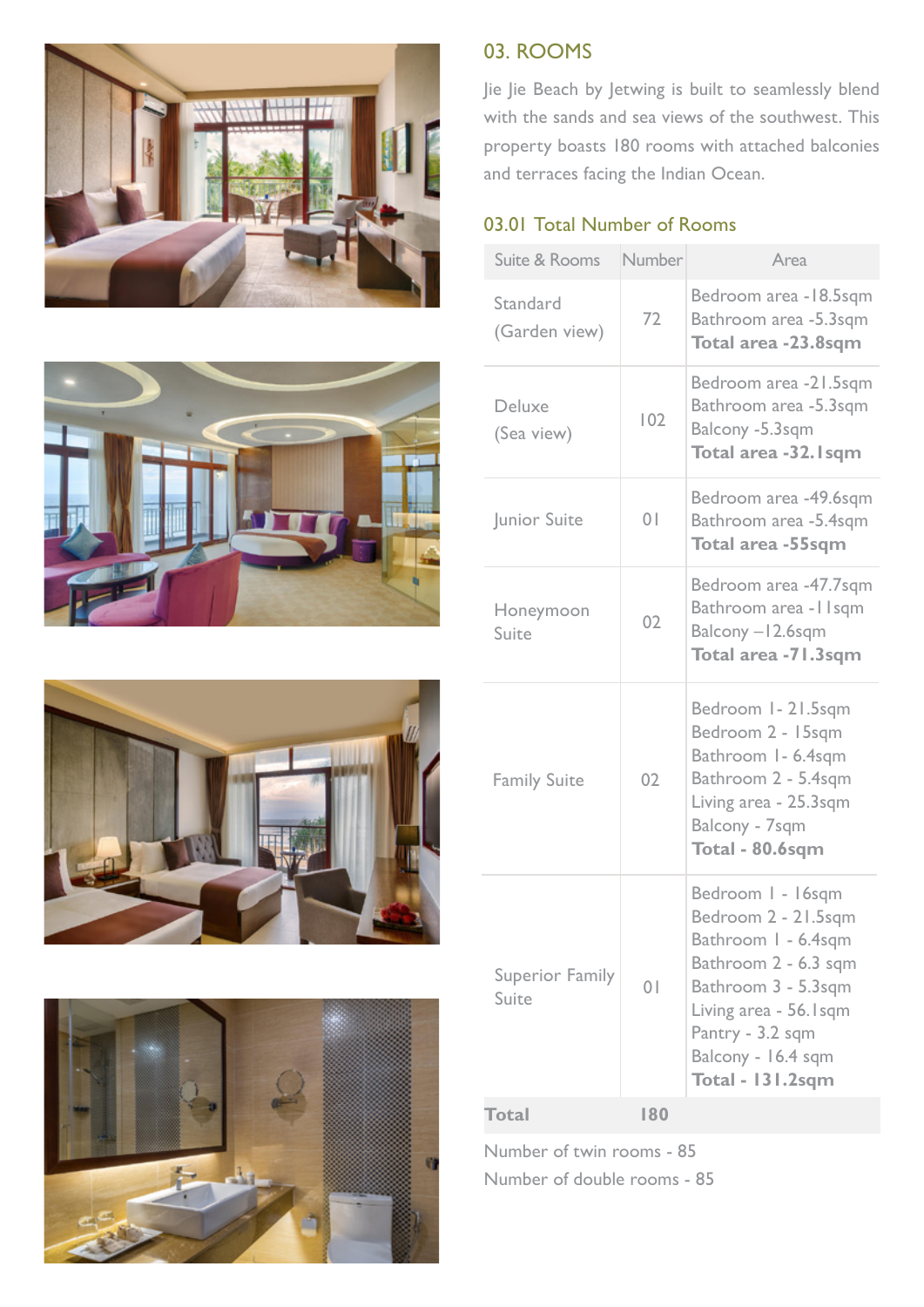## 03. ROOMS

Jie Jie Beach by Jetwing is built to seamlessly blend with the sands and sea views of the southwest. This property boasts 180 rooms with attached balconies and terraces facing the Indian Ocean.

### 03.01 Total Number of Rooms

| Suite & Rooms | Number | Area |
|---|---|---|
| Standard (Garden view) | 72 | Bedroom area -18.5sqm<br>Bathroom area -5.3sqm<br>**Total area -23.8sqm** |
| Deluxe (Sea view) | 102 | Bedroom area -21.5sqm<br>Bathroom area -5.3sqm<br>Balcony -5.3sqm<br>**Total area -32.1sqm** |
| Junior Suite | 01 | Bedroom area -49.6sqm<br>Bathroom area -5.4sqm<br>**Total area -55sqm** |
| Honeymoon Suite | 02 | Bedroom area -47.7sqm<br>Bathroom area -11sqm<br>Balcony –12.6sqm<br>**Total area -71.3sqm** |
| Family Suite | 02 | Bedroom 1- 21.5sqm<br>Bedroom 2 - 15sqm<br>Bathroom 1- 6.4sqm<br>Bathroom 2 - 5.4sqm<br>Living area - 25.3sqm<br>Balcony - 7sqm<br>**Total - 80.6sqm** |
| Superior Family Suite | 01 | Bedroom 1 - 16sqm<br>Bedroom 2 - 21.5sqm<br>Bathroom 1 - 6.4sqm<br>Bathroom 2 - 6.3 sqm<br>Bathroom 3 - 5.3sqm<br>Living area - 56.1sqm<br>Pantry - 3.2 sqm<br>Balcony - 16.4 sqm<br>**Total - 131.2sqm** |
| **Total** | **180** | |

Number of twin rooms - 85

Number of double rooms - 85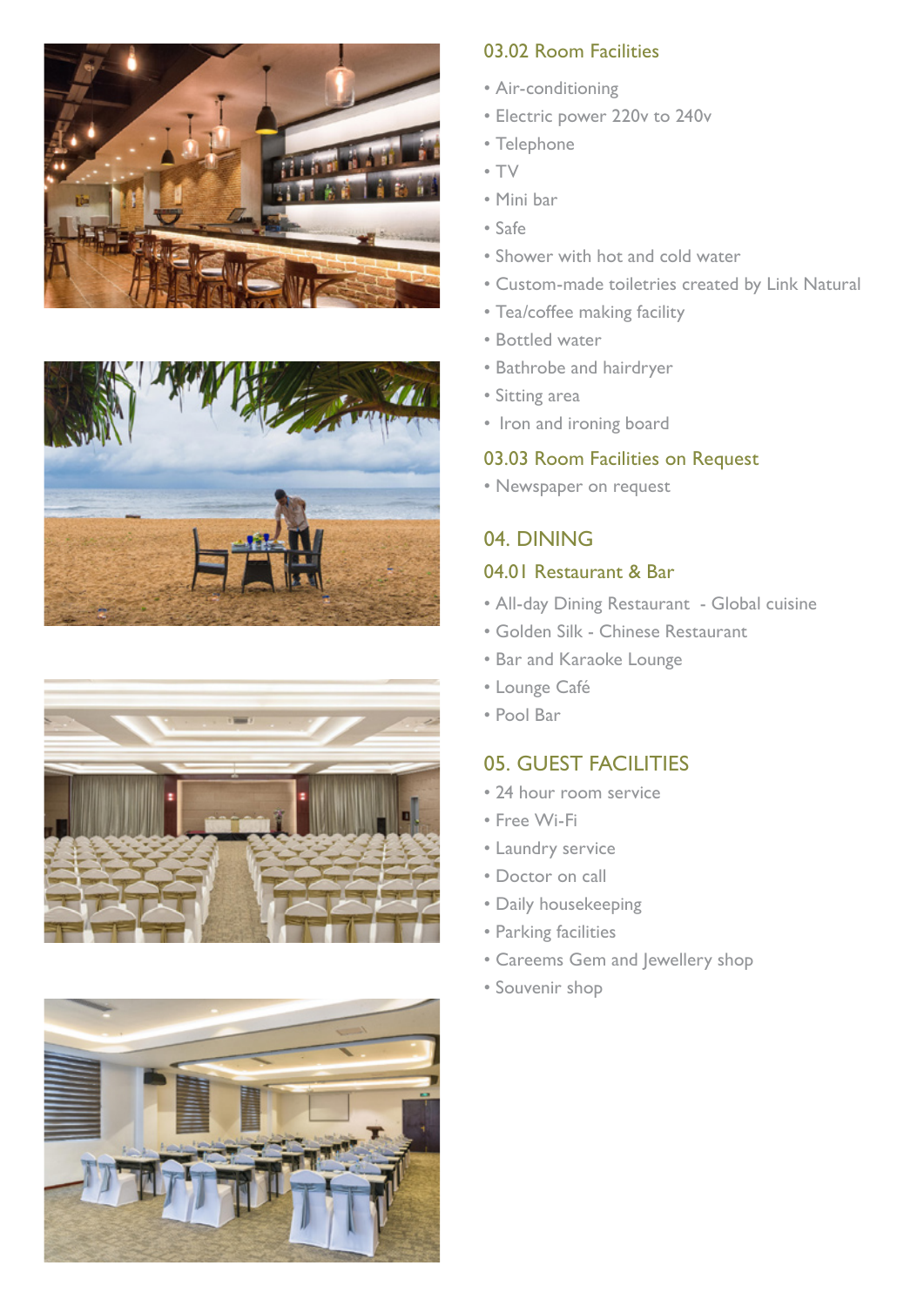### 03.02 Room Facilities

- Air-conditioning
- Electric power 220v to 240v
- Telephone
- TV
- Mini bar
- Safe
- Shower with hot and cold water
- Custom-made toiletries created by Link Natural
- Tea/coffee making facility
- Bottled water
- Bathrobe and hairdryer
- Sitting area
- Iron and ironing board

### 03.03 Room Facilities on Request

- Newspaper on request

## 04. DINING

### 04.01 Restaurant & Bar

- All-day Dining Restaurant - Global cuisine
- Golden Silk - Chinese Restaurant
- Bar and Karaoke Lounge
- Lounge Café
- Pool Bar

## 05. GUEST FACILITIES

- 24 hour room service
- Free Wi-Fi
- Laundry service
- Doctor on call
- Daily housekeeping
- Parking facilities
- Careems Gem and Jewellery shop
- Souvenir shop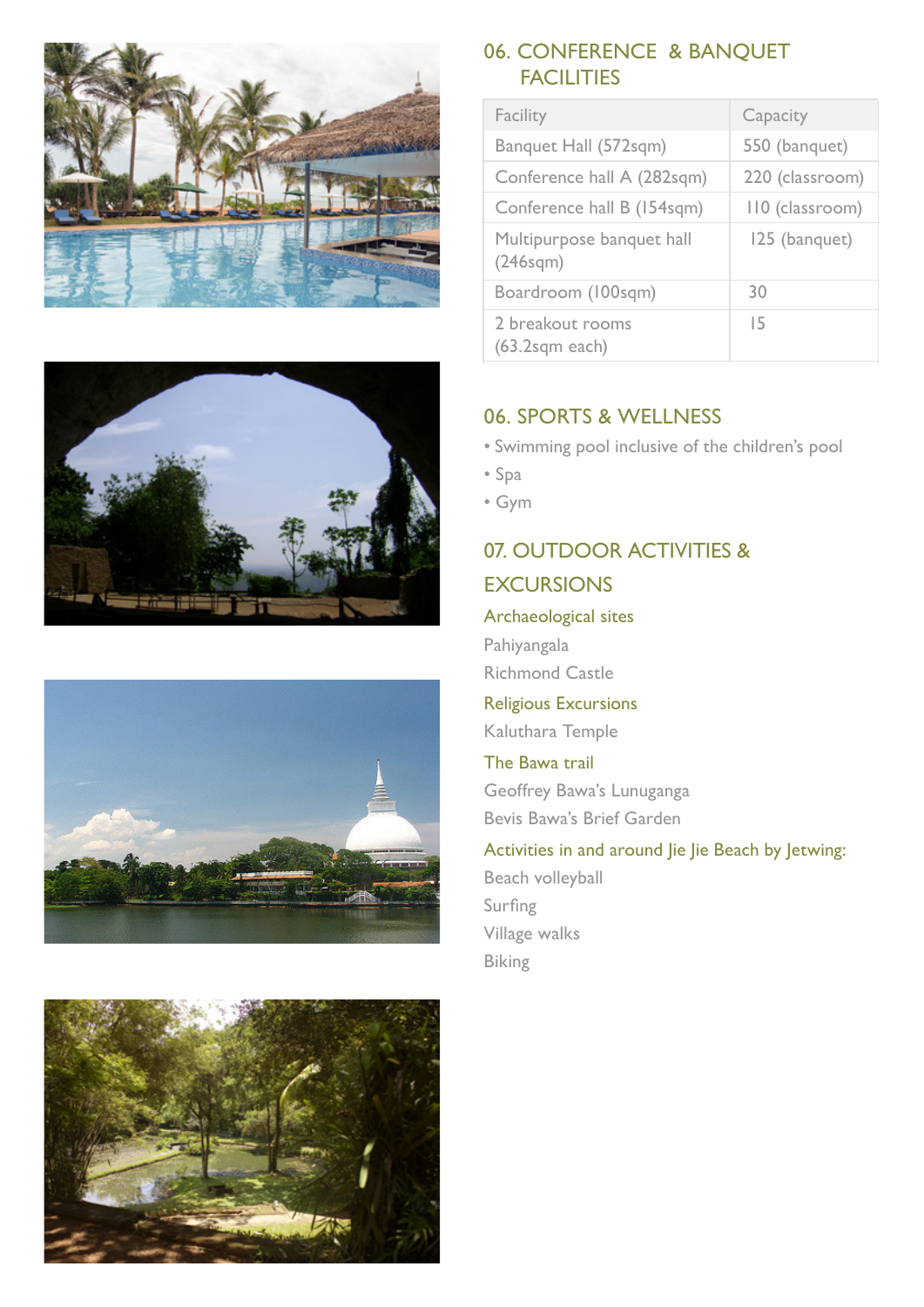## 06. CONFERENCE & BANQUET FACILITIES

| Facility | Capacity |
|---|---|
| Banquet Hall (572sqm) | 550 (banquet) |
| Conference hall A (282sqm) | 220 (classroom) |
| Conference hall B (154sqm) | 110 (classroom) |
| Multipurpose banquet hall (246sqm) | 125 (banquet) |
| Boardroom (100sqm) | 30 |
| 2 breakout rooms (63.2sqm each) | 15 |

## 06. SPORTS & WELLNESS

- Swimming pool inclusive of the children's pool
- Spa
- Gym

## 07. OUTDOOR ACTIVITIES & EXCURSIONS

### Archaeological sites

Pahiyangala

Richmond Castle

### Religious Excursions

Kaluthara Temple

### The Bawa trail

Geoffrey Bawa's Lunuganga

Bevis Bawa's Brief Garden

### Activities in and around Jie Jie Beach by Jetwing:

Beach volleyball

Surfing

Village walks

Biking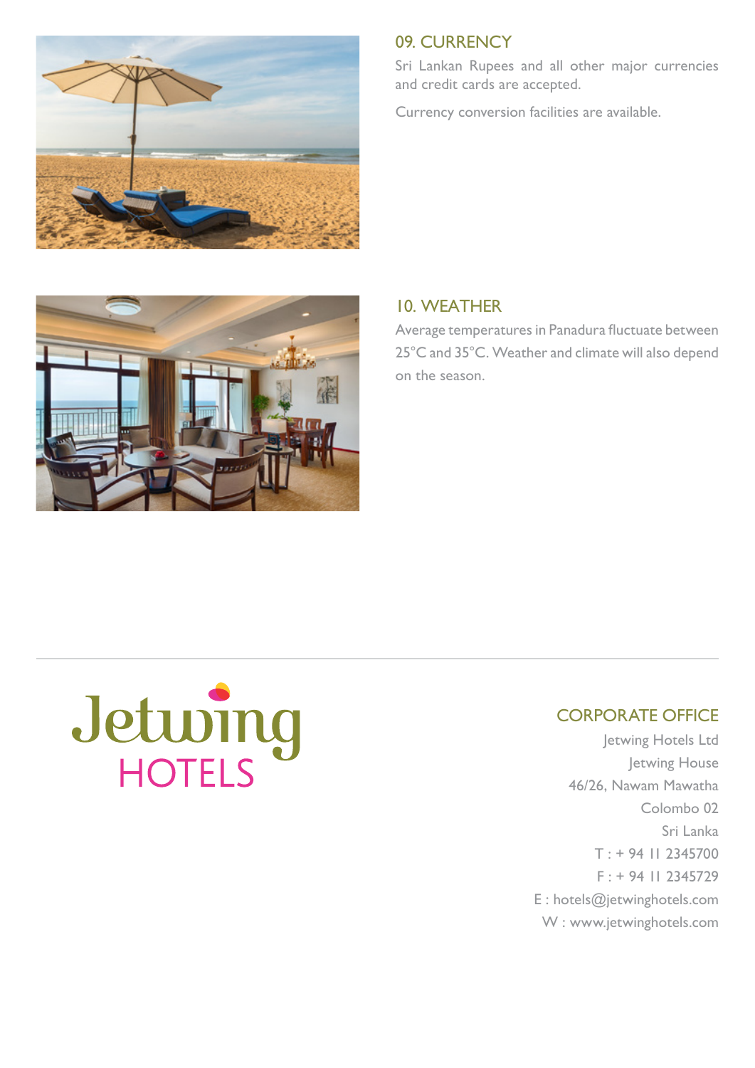## 09. CURRENCY

Sri Lankan Rupees and all other major currencies and credit cards are accepted.

Currency conversion facilities are available.

## 10. WEATHER

Average temperatures in Panadura fluctuate between 25°C and 35°C. Weather and climate will also depend on the season.

Jetwing HOTELS

### CORPORATE OFFICE

Jetwing Hotels Ltd
Jetwing House
46/26, Nawam Mawatha
Colombo 02
Sri Lanka
T : + 94 11 2345700
F : + 94 11 2345729
E : hotels@jetwinghotels.com
W : www.jetwinghotels.com